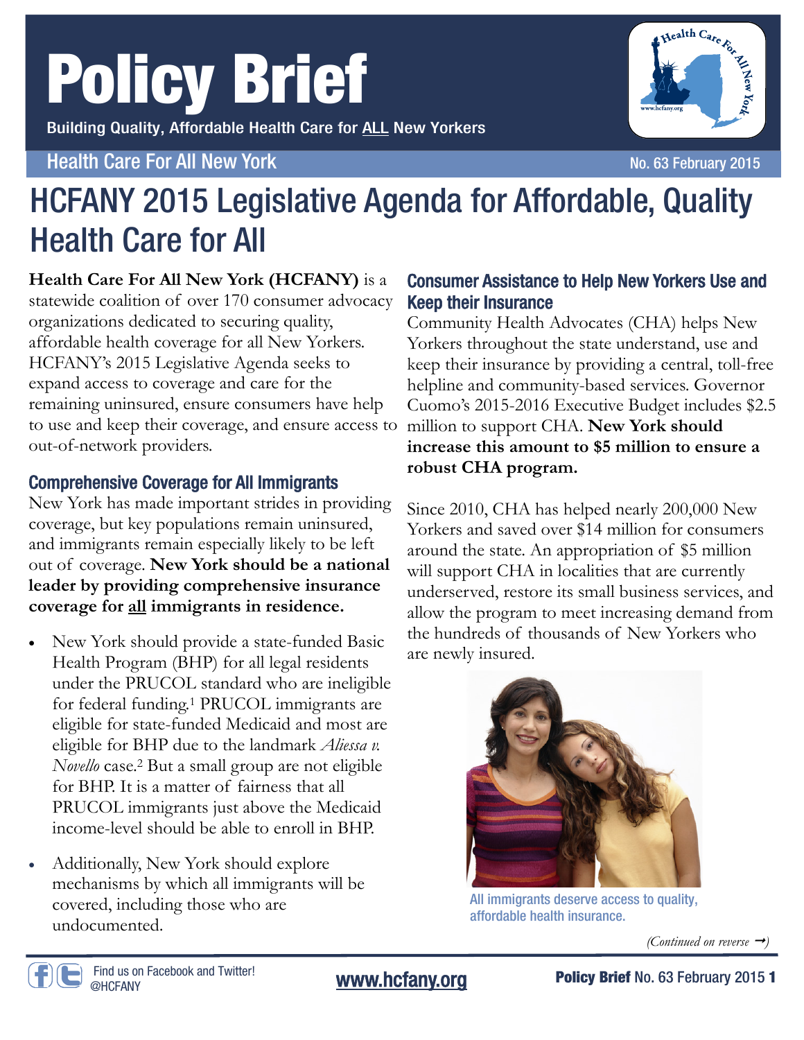# Policy Brief

Building Quality, Affordable Health Care for ALL New Yorkers

Health Care For All New York

No. 63 February 2015

# HCFANY 2015 Legislative Agenda for Affordable, Quality Health Care for All

**Health Care For All New York (HCFANY)** is a statewide coalition of over 170 consumer advocacy organizations dedicated to securing quality, affordable health coverage for all New Yorkers. HCFANY's 2015 Legislative Agenda seeks to expand access to coverage and care for the remaining uninsured, ensure consumers have help to use and keep their coverage, and ensure access to out-of-network providers.

## Comprehensive Coverage for All Immigrants

New York has made important strides in providing coverage, but key populations remain uninsured, and immigrants remain especially likely to be left out of coverage. **New York should be a national leader by providing comprehensive insurance coverage for all immigrants in residence.**

- New York should provide a state-funded Basic Health Program (BHP) for all legal residents under the PRUCOL standard who are ineligible for federal funding.[1] PRUCOL immigrants are eligible for state-funded Medicaid and most are eligible for BHP due to the landmark *Aliessa v. Novello* case.[2] But a small group are not eligible for BHP. It is a matter of fairness that all PRUCOL immigrants just above the Medicaid income-level should be able to enroll in BHP.
- Additionally, New York should explore mechanisms by which all immigrants will be covered, including those who are undocumented.

## Consumer Assistance to Help New Yorkers Use and Keep their Insurance

Community Health Advocates (CHA) helps New Yorkers throughout the state understand, use and keep their insurance by providing a central, toll-free helpline and community-based services. Governor Cuomo's 2015-2016 Executive Budget includes $2.5 million to support CHA. **New York should increase this amount to $5 million to ensure a robust CHA program.**

Since 2010, CHA has helped nearly 200,000 New Yorkers and saved over $14 million for consumers around the state. An appropriation of $5 million will support CHA in localities that are currently underserved, restore its small business services, and allow the program to meet increasing demand from the hundreds of thousands of New Yorkers who are newly insured.

All immigrants deserve access to quality, affordable health insurance.

*(Continued on reverse →)*

Find us on Facebook and Twitter! @HCFANY

www.hcfany.org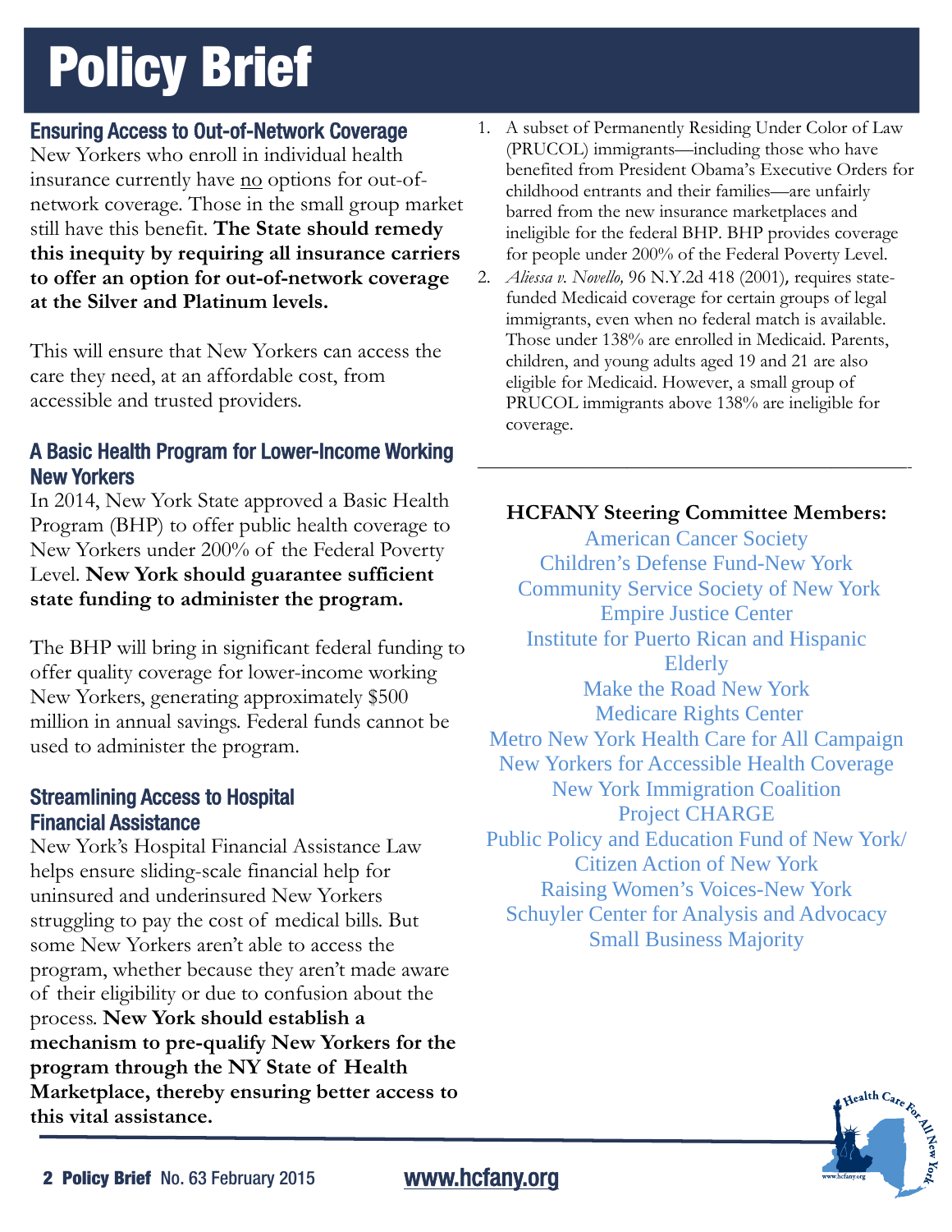# Policy Brief

## Ensuring Access to Out-of-Network Coverage

New Yorkers who enroll in individual health insurance currently have no options for out-of-network coverage. Those in the small group market still have this benefit. **The State should remedy this inequity by requiring all insurance carriers to offer an option for out-of-network coverage at the Silver and Platinum levels.**

This will ensure that New Yorkers can access the care they need, at an affordable cost, from accessible and trusted providers.

## A Basic Health Program for Lower-Income Working New Yorkers

In 2014, New York State approved a Basic Health Program (BHP) to offer public health coverage to New Yorkers under 200% of the Federal Poverty Level. **New York should guarantee sufficient state funding to administer the program.**

The BHP will bring in significant federal funding to offer quality coverage for lower-income working New Yorkers, generating approximately $500 million in annual savings. Federal funds cannot be used to administer the program.

## Streamlining Access to Hospital Financial Assistance

New York's Hospital Financial Assistance Law helps ensure sliding-scale financial help for uninsured and underinsured New Yorkers struggling to pay the cost of medical bills. But some New Yorkers aren't able to access the program, whether because they aren't made aware of their eligibility or due to confusion about the process. **New York should establish a mechanism to pre-qualify New Yorkers for the program through the NY State of Health Marketplace, thereby ensuring better access to this vital assistance.**

1. A subset of Permanently Residing Under Color of Law (PRUCOL) immigrants—including those who have benefited from President Obama's Executive Orders for childhood entrants and their families—are unfairly barred from the new insurance marketplaces and ineligible for the federal BHP. BHP provides coverage for people under 200% of the Federal Poverty Level.
2. *Aliessa v. Novello,* 96 N.Y.2d 418 (2001), requires state-funded Medicaid coverage for certain groups of legal immigrants, even when no federal match is available. Those under 138% are enrolled in Medicaid. Parents, children, and young adults aged 19 and 21 are also eligible for Medicaid. However, a small group of PRUCOL immigrants above 138% are ineligible for coverage.

---

**HCFANY Steering Committee Members:**

American Cancer Society
Children's Defense Fund-New York
Community Service Society of New York
Empire Justice Center
Institute for Puerto Rican and Hispanic Elderly
Make the Road New York
Medicare Rights Center
Metro New York Health Care for All Campaign
New Yorkers for Accessible Health Coverage
New York Immigration Coalition
Project CHARGE
Public Policy and Education Fund of New York/ Citizen Action of New York
Raising Women's Voices-New York
Schuyler Center for Analysis and Advocacy
Small Business Majority

**Policy Brief** No. 63 February 2015

www.hcfany.org